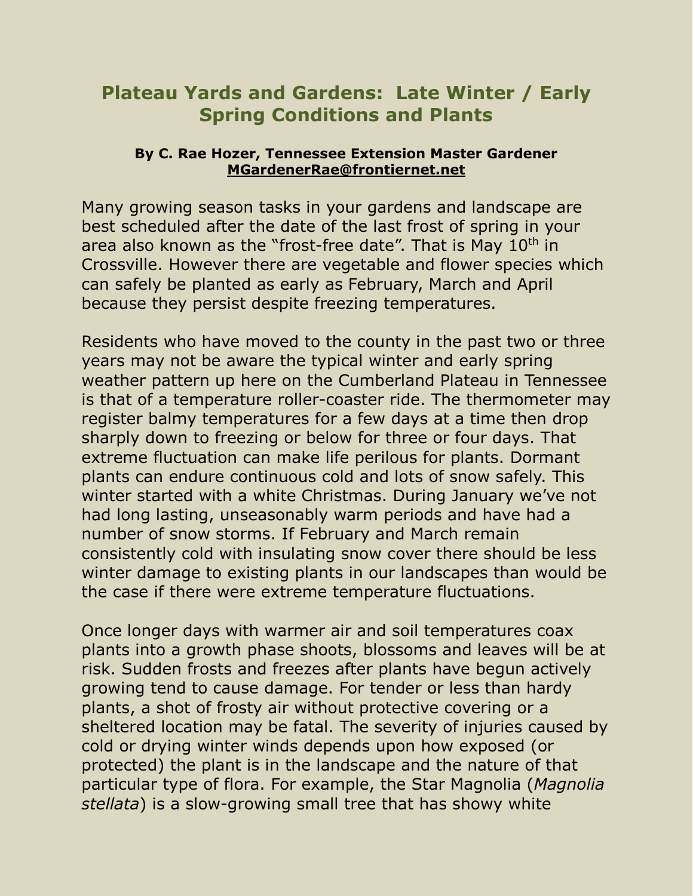# Plateau Yards and Gardens: Late Winter / Early Spring Conditions and Plants

**By C. Rae Hozer, Tennessee Extension Master Gardener**
**MGardenerRae@frontiernet.net**

Many growing season tasks in your gardens and landscape are best scheduled after the date of the last frost of spring in your area also known as the "frost-free date". That is May 10th in Crossville. However there are vegetable and flower species which can safely be planted as early as February, March and April because they persist despite freezing temperatures.

Residents who have moved to the county in the past two or three years may not be aware the typical winter and early spring weather pattern up here on the Cumberland Plateau in Tennessee is that of a temperature roller-coaster ride. The thermometer may register balmy temperatures for a few days at a time then drop sharply down to freezing or below for three or four days. That extreme fluctuation can make life perilous for plants. Dormant plants can endure continuous cold and lots of snow safely. This winter started with a white Christmas. During January we've not had long lasting, unseasonably warm periods and have had a number of snow storms. If February and March remain consistently cold with insulating snow cover there should be less winter damage to existing plants in our landscapes than would be the case if there were extreme temperature fluctuations.

Once longer days with warmer air and soil temperatures coax plants into a growth phase shoots, blossoms and leaves will be at risk. Sudden frosts and freezes after plants have begun actively growing tend to cause damage. For tender or less than hardy plants, a shot of frosty air without protective covering or a sheltered location may be fatal. The severity of injuries caused by cold or drying winter winds depends upon how exposed (or protected) the plant is in the landscape and the nature of that particular type of flora. For example, the Star Magnolia (*Magnolia stellata*) is a slow-growing small tree that has showy white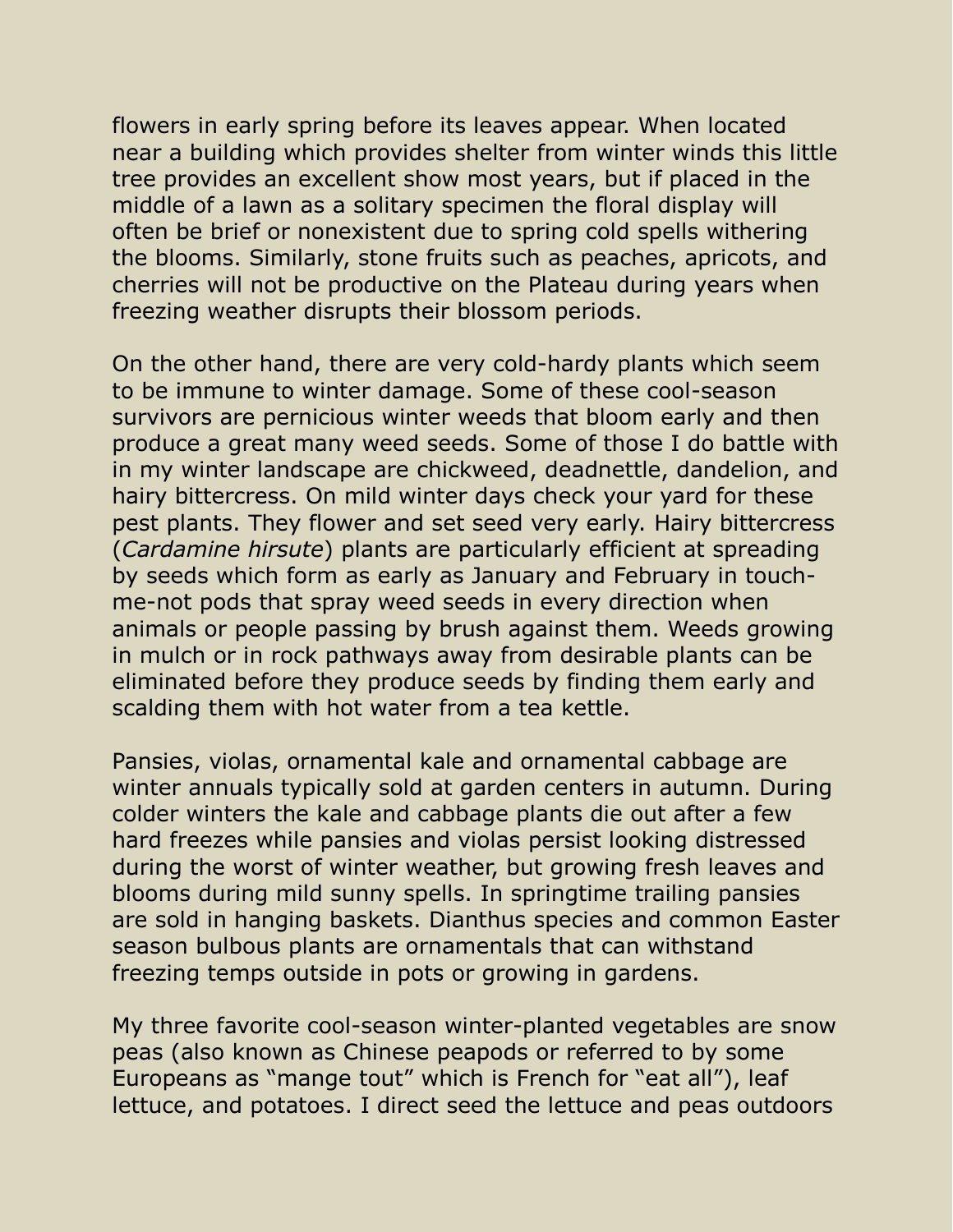flowers in early spring before its leaves appear. When located near a building which provides shelter from winter winds this little tree provides an excellent show most years, but if placed in the middle of a lawn as a solitary specimen the floral display will often be brief or nonexistent due to spring cold spells withering the blooms. Similarly, stone fruits such as peaches, apricots, and cherries will not be productive on the Plateau during years when freezing weather disrupts their blossom periods.

On the other hand, there are very cold-hardy plants which seem to be immune to winter damage. Some of these cool-season survivors are pernicious winter weeds that bloom early and then produce a great many weed seeds. Some of those I do battle with in my winter landscape are chickweed, deadnettle, dandelion, and hairy bittercress. On mild winter days check your yard for these pest plants. They flower and set seed very early. Hairy bittercress (*Cardamine hirsute*) plants are particularly efficient at spreading by seeds which form as early as January and February in touch-me-not pods that spray weed seeds in every direction when animals or people passing by brush against them. Weeds growing in mulch or in rock pathways away from desirable plants can be eliminated before they produce seeds by finding them early and scalding them with hot water from a tea kettle.

Pansies, violas, ornamental kale and ornamental cabbage are winter annuals typically sold at garden centers in autumn. During colder winters the kale and cabbage plants die out after a few hard freezes while pansies and violas persist looking distressed during the worst of winter weather, but growing fresh leaves and blooms during mild sunny spells. In springtime trailing pansies are sold in hanging baskets. Dianthus species and common Easter season bulbous plants are ornamentals that can withstand freezing temps outside in pots or growing in gardens.

My three favorite cool-season winter-planted vegetables are snow peas (also known as Chinese peapods or referred to by some Europeans as "mange tout" which is French for "eat all"), leaf lettuce, and potatoes. I direct seed the lettuce and peas outdoors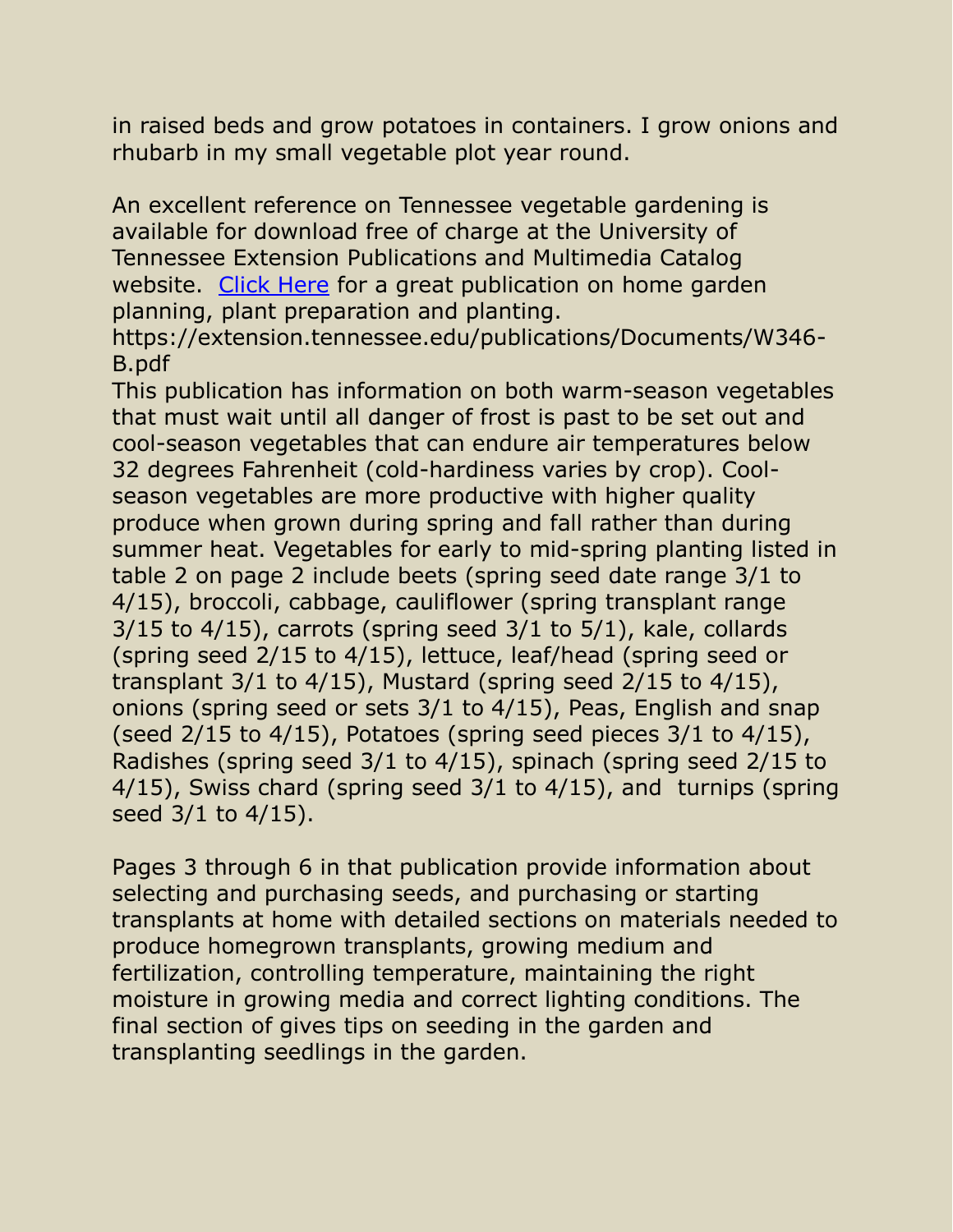in raised beds and grow potatoes in containers. I grow onions and rhubarb in my small vegetable plot year round.

An excellent reference on Tennessee vegetable gardening is available for download free of charge at the University of Tennessee Extension Publications and Multimedia Catalog website. [Click Here](https://extension.tennessee.edu/publications/Documents/W346-B.pdf) for a great publication on home garden planning, plant preparation and planting.
https://extension.tennessee.edu/publications/Documents/W346-B.pdf
This publication has information on both warm-season vegetables that must wait until all danger of frost is past to be set out and cool-season vegetables that can endure air temperatures below 32 degrees Fahrenheit (cold-hardiness varies by crop). Cool-season vegetables are more productive with higher quality produce when grown during spring and fall rather than during summer heat. Vegetables for early to mid-spring planting listed in table 2 on page 2 include beets (spring seed date range 3/1 to 4/15), broccoli, cabbage, cauliflower (spring transplant range 3/15 to 4/15), carrots (spring seed 3/1 to 5/1), kale, collards (spring seed 2/15 to 4/15), lettuce, leaf/head (spring seed or transplant 3/1 to 4/15), Mustard (spring seed 2/15 to 4/15), onions (spring seed or sets 3/1 to 4/15), Peas, English and snap (seed 2/15 to 4/15), Potatoes (spring seed pieces 3/1 to 4/15), Radishes (spring seed 3/1 to 4/15), spinach (spring seed 2/15 to 4/15), Swiss chard (spring seed 3/1 to 4/15), and turnips (spring seed 3/1 to 4/15).

Pages 3 through 6 in that publication provide information about selecting and purchasing seeds, and purchasing or starting transplants at home with detailed sections on materials needed to produce homegrown transplants, growing medium and fertilization, controlling temperature, maintaining the right moisture in growing media and correct lighting conditions. The final section of gives tips on seeding in the garden and transplanting seedlings in the garden.